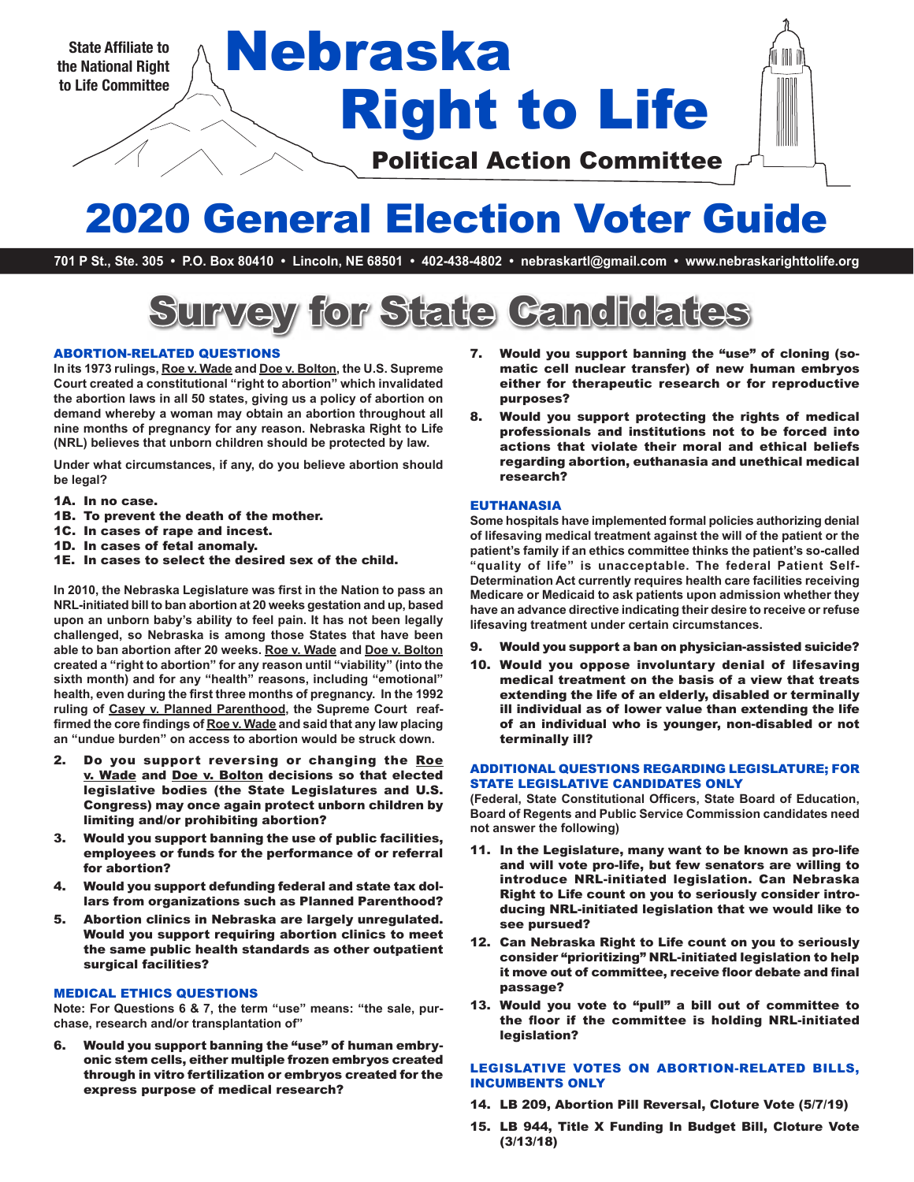State Affiliate to the National Right to Life Committee

# Nebraska Right to Life

Political Action Committee

# 2020 General Election Voter Guide

701 P St., Ste. 305 • P.O. Box 80410 • Lincoln, NE 68501 • 402-438-4802 • nebraskartl@gmail.com • www.nebraskarighttolife.org

## Survey for State Candidates

### ABORTION-RELATED QUESTIONS

**In its 1973 rulings, Roe v. Wade and Doe v. Bolton, the U.S. Supreme Court created a constitutional "right to abortion" which invalidated the abortion laws in all 50 states, giving us a policy of abortion on demand whereby a woman may obtain an abortion throughout all nine months of pregnancy for any reason. Nebraska Right to Life (NRL) believes that unborn children should be protected by law.**

**Under what circumstances, if any, do you believe abortion should be legal?**

- **1A. In no case.**
- **1B. To prevent the death of the mother.**
- **1C. In cases of rape and incest.**
- **1D. In cases of fetal anomaly.**
- **1E. In cases to select the desired sex of the child.**

**In 2010, the Nebraska Legislature was first in the Nation to pass an NRL-initiated bill to ban abortion at 20 weeks gestation and up, based upon an unborn baby's ability to feel pain. It has not been legally challenged, so Nebraska is among those States that have been able to ban abortion after 20 weeks. Roe v. Wade and Doe v. Bolton created a "right to abortion" for any reason until "viability" (into the sixth month) and for any "health" reasons, including "emotional" health, even during the first three months of pregnancy. In the 1992 ruling of Casey v. Planned Parenthood, the Supreme Court reaffirmed the core findings of Roe v. Wade and said that any law placing an "undue burden" on access to abortion would be struck down.**

2. **Do you support reversing or changing the Roe v. Wade and Doe v. Bolton decisions so that elected legislative bodies (the State Legislatures and U.S. Congress) may once again protect unborn children by limiting and/or prohibiting abortion?**
3. **Would you support banning the use of public facilities, employees or funds for the performance of or referral for abortion?**
4. **Would you support defunding federal and state tax dollars from organizations such as Planned Parenthood?**
5. **Abortion clinics in Nebraska are largely unregulated. Would you support requiring abortion clinics to meet the same public health standards as other outpatient surgical facilities?**

### MEDICAL ETHICS QUESTIONS

**Note: For Questions 6 & 7, the term "use" means: "the sale, purchase, research and/or transplantation of"**

6. **Would you support banning the "use" of human embryonic stem cells, either multiple frozen embryos created through in vitro fertilization or embryos created for the express purpose of medical research?**
7. **Would you support banning the "use" of cloning (somatic cell nuclear transfer) of new human embryos either for therapeutic research or for reproductive purposes?**
8. **Would you support protecting the rights of medical professionals and institutions not to be forced into actions that violate their moral and ethical beliefs regarding abortion, euthanasia and unethical medical research?**

### EUTHANASIA

**Some hospitals have implemented formal policies authorizing denial of lifesaving medical treatment against the will of the patient or the patient's family if an ethics committee thinks the patient's so-called "quality of life" is unacceptable. The federal Patient Self-Determination Act currently requires health care facilities receiving Medicare or Medicaid to ask patients upon admission whether they have an advance directive indicating their desire to receive or refuse lifesaving treatment under certain circumstances.**

9. **Would you support a ban on physician-assisted suicide?**
10. **Would you oppose involuntary denial of lifesaving medical treatment on the basis of a view that treats extending the life of an elderly, disabled or terminally ill individual as of lower value than extending the life of an individual who is younger, non-disabled or not terminally ill?**

### ADDITIONAL QUESTIONS REGARDING LEGISLATURE; FOR STATE LEGISLATIVE CANDIDATES ONLY

**(Federal, State Constitutional Officers, State Board of Education, Board of Regents and Public Service Commission candidates need not answer the following)**

11. **In the Legislature, many want to be known as pro-life and will vote pro-life, but few senators are willing to introduce NRL-initiated legislation. Can Nebraska Right to Life count on you to seriously consider introducing NRL-initiated legislation that we would like to see pursued?**
12. **Can Nebraska Right to Life count on you to seriously consider "prioritizing" NRL-initiated legislation to help it move out of committee, receive floor debate and final passage?**
13. **Would you vote to "pull" a bill out of committee to the floor if the committee is holding NRL-initiated legislation?**

### LEGISLATIVE VOTES ON ABORTION-RELATED BILLS, INCUMBENTS ONLY

14. **LB 209, Abortion Pill Reversal, Cloture Vote (5/7/19)**
15. **LB 944, Title X Funding In Budget Bill, Cloture Vote (3/13/18)**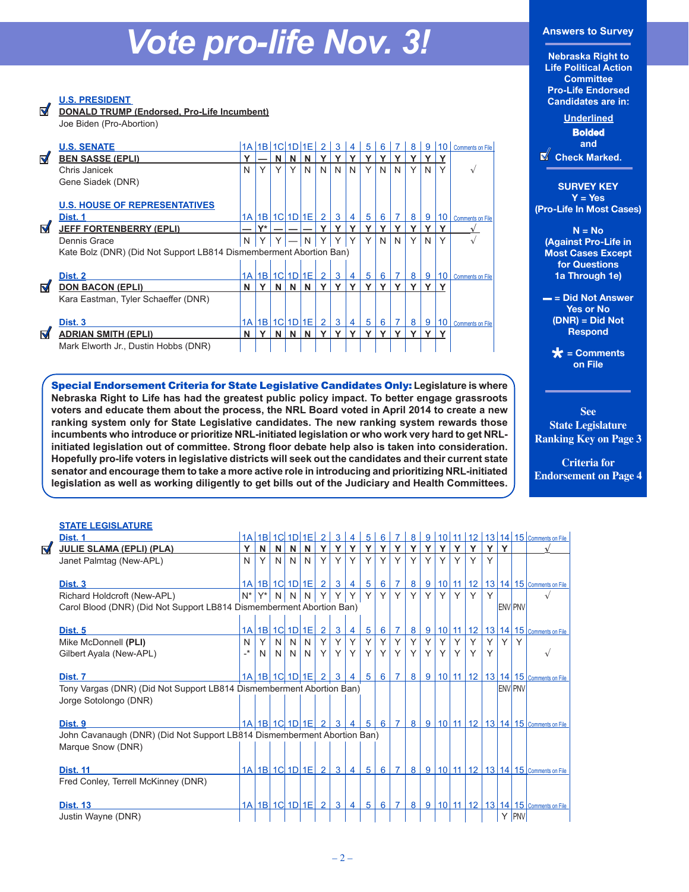# Vote pro-life Nov. 3!

**Answers to Survey**

**Nebraska Right to Life Political Action Committee Pro-Life Endorsed Candidates are in:**

**Underlined**

**Bolded**

**and**

**☑ Check Marked.**

**SURVEY KEY**

**Y = Yes (Pro-Life In Most Cases)**

**N = No (Against Pro-Life in Most Cases Except for Questions 1a Through 1e)**

**— = Did Not Answer Yes or No**

**(DNR) = Did Not Respond**

**\* = Comments on File**

**See State Legislature Ranking Key on Page 3**

**Criteria for Endorsement on Page 4**

## U.S. PRESIDENT

☑ **DONALD TRUMP (Endorsed, Pro-Life Incumbent)**

Joe Biden (Pro-Abortion)

## U.S. SENATE

| | 1A | 1B | 1C | 1D | 1E | 2 | 3 | 4 | 5 | 6 | 7 | 8 | 9 | 10 | Comments on File |
|---|---|---|---|---|---|---|---|---|---|---|---|---|---|---|---|
| ☑ **BEN SASSE (EPLI)** | **Y** | **—** | **N** | **N** | **N** | **Y** | **Y** | **Y** | **Y** | **Y** | **Y** | **Y** | **Y** | **Y** | |
| Chris Janicek | N | Y | Y | Y | N | N | N | N | Y | N | N | Y | N | Y | √ |
| Gene Siadek (DNR) | | | | | | | | | | | | | | | |

## U.S. HOUSE OF REPRESENTATIVES

### Dist. 1

| | 1A | 1B | 1C | 1D | 1E | 2 | 3 | 4 | 5 | 6 | 7 | 8 | 9 | 10 | Comments on File |
|---|---|---|---|---|---|---|---|---|---|---|---|---|---|---|---|
| ☑ **JEFF FORTENBERRY (EPLI)** | **—** | **Y\*** | **—** | **—** | **—** | **Y** | **Y** | **Y** | **Y** | **Y** | **Y** | **Y** | **Y** | **Y** | √ |
| Dennis Grace | N | Y | Y | — | N | Y | Y | Y | Y | N | N | Y | N | Y | √ |

Kate Bolz (DNR) (Did Not Support LB814 Dismemberment Abortion Ban)

### Dist. 2

| | 1A | 1B | 1C | 1D | 1E | 2 | 3 | 4 | 5 | 6 | 7 | 8 | 9 | 10 | Comments on File |
|---|---|---|---|---|---|---|---|---|---|---|---|---|---|---|---|
| ☑ **DON BACON (EPLI)** | **N** | **Y** | **N** | **N** | **N** | **Y** | **Y** | **Y** | **Y** | **Y** | **Y** | **Y** | **Y** | **Y** | |
| Kara Eastman, Tyler Schaeffer (DNR) | | | | | | | | | | | | | | | |

### Dist. 3

| | 1A | 1B | 1C | 1D | 1E | 2 | 3 | 4 | 5 | 6 | 7 | 8 | 9 | 10 | Comments on File |
|---|---|---|---|---|---|---|---|---|---|---|---|---|---|---|---|
| ☑ **ADRIAN SMITH (EPLI)** | **N** | **Y** | **N** | **N** | **N** | **Y** | **Y** | **Y** | **Y** | **Y** | **Y** | **Y** | **Y** | **Y** | |
| Mark Elworth Jr., Dustin Hobbs (DNR) | | | | | | | | | | | | | | | |

**Special Endorsement Criteria for State Legislative Candidates Only:** **Legislature is where Nebraska Right to Life has had the greatest public policy impact. To better engage grassroots voters and educate them about the process, the NRL Board voted in April 2014 to create a new ranking system only for State Legislative candidates. The new ranking system rewards those incumbents who introduce or prioritize NRL-initiated legislation or who work very hard to get NRL-initiated legislation out of committee. Strong floor debate help also is taken into consideration. Hopefully pro-life voters in legislative districts will seek out the candidates and their current state senator and encourage them to take a more active role in introducing and prioritizing NRL-initiated legislation as well as working diligently to get bills out of the Judiciary and Health Committees.**

## STATE LEGISLATURE

### Dist. 1

| | 1A | 1B | 1C | 1D | 1E | 2 | 3 | 4 | 5 | 6 | 7 | 8 | 9 | 10 | 11 | 12 | 13 | 14 | 15 | Comments on File |
|---|---|---|---|---|---|---|---|---|---|---|---|---|---|---|---|---|---|---|---|---|
| ☑ **JULIE SLAMA (EPLI) (PLA)** | **Y** | **N** | **N** | **N** | **N** | **Y** | **Y** | **Y** | **Y** | **Y** | **Y** | **Y** | **Y** | **Y** | **Y** | **Y** | **Y** | **Y** | | √ |
| Janet Palmtag (New-APL) | N | Y | N | N | N | Y | Y | Y | Y | Y | Y | Y | Y | Y | Y | Y | Y | | | |

### Dist. 3

| | 1A | 1B | 1C | 1D | 1E | 2 | 3 | 4 | 5 | 6 | 7 | 8 | 9 | 10 | 11 | 12 | 13 | 14 | 15 | Comments on File |
|---|---|---|---|---|---|---|---|---|---|---|---|---|---|---|---|---|---|---|---|---|
| Richard Holdcroft (New-APL) | N\* | Y\* | N | N | N | Y | Y | Y | Y | Y | Y | Y | Y | Y | Y | Y | Y | | | √ |
| Carol Blood (DNR) (Did Not Support LB814 Dismemberment Abortion Ban) | | | | | | | | | | | | | | | | | | ENV | PNV | |

### Dist. 5

| | 1A | 1B | 1C | 1D | 1E | 2 | 3 | 4 | 5 | 6 | 7 | 8 | 9 | 10 | 11 | 12 | 13 | 14 | 15 | Comments on File |
|---|---|---|---|---|---|---|---|---|---|---|---|---|---|---|---|---|---|---|---|---|
| Mike McDonnell **(PLI)** | N | Y | N | N | N | Y | Y | Y | Y | Y | Y | Y | Y | Y | Y | Y | Y | Y | Y | |
| Gilbert Ayala (New-APL) | -\* | N | N | N | N | Y | Y | Y | Y | Y | Y | Y | Y | Y | Y | Y | Y | | | √ |

### Dist. 7

| | 1A | 1B | 1C | 1D | 1E | 2 | 3 | 4 | 5 | 6 | 7 | 8 | 9 | 10 | 11 | 12 | 13 | 14 | 15 | Comments on File |
|---|---|---|---|---|---|---|---|---|---|---|---|---|---|---|---|---|---|---|---|---|
| Tony Vargas (DNR) (Did Not Support LB814 Dismemberment Abortion Ban) | | | | | | | | | | | | | | | | | | ENV | PNV | |
| Jorge Sotolongo (DNR) | | | | | | | | | | | | | | | | | | | | |

### Dist. 9

| | 1A | 1B | 1C | 1D | 1E | 2 | 3 | 4 | 5 | 6 | 7 | 8 | 9 | 10 | 11 | 12 | 13 | 14 | 15 | Comments on File |
|---|---|---|---|---|---|---|---|---|---|---|---|---|---|---|---|---|---|---|---|---|
| John Cavanaugh (DNR) (Did Not Support LB814 Dismemberment Abortion Ban) | | | | | | | | | | | | | | | | | | | | |
| Marque Snow (DNR) | | | | | | | | | | | | | | | | | | | | |

### Dist. 11

| | 1A | 1B | 1C | 1D | 1E | 2 | 3 | 4 | 5 | 6 | 7 | 8 | 9 | 10 | 11 | 12 | 13 | 14 | 15 | Comments on File |
|---|---|---|---|---|---|---|---|---|---|---|---|---|---|---|---|---|---|---|---|---|
| Fred Conley, Terrell McKinney (DNR) | | | | | | | | | | | | | | | | | | | | |

### Dist. 13

| | 1A | 1B | 1C | 1D | 1E | 2 | 3 | 4 | 5 | 6 | 7 | 8 | 9 | 10 | 11 | 12 | 13 | 14 | 15 | Comments on File |
|---|---|---|---|---|---|---|---|---|---|---|---|---|---|---|---|---|---|---|---|---|
| Justin Wayne (DNR) | | | | | | | | | | | | | | | | | | Y | PNV | |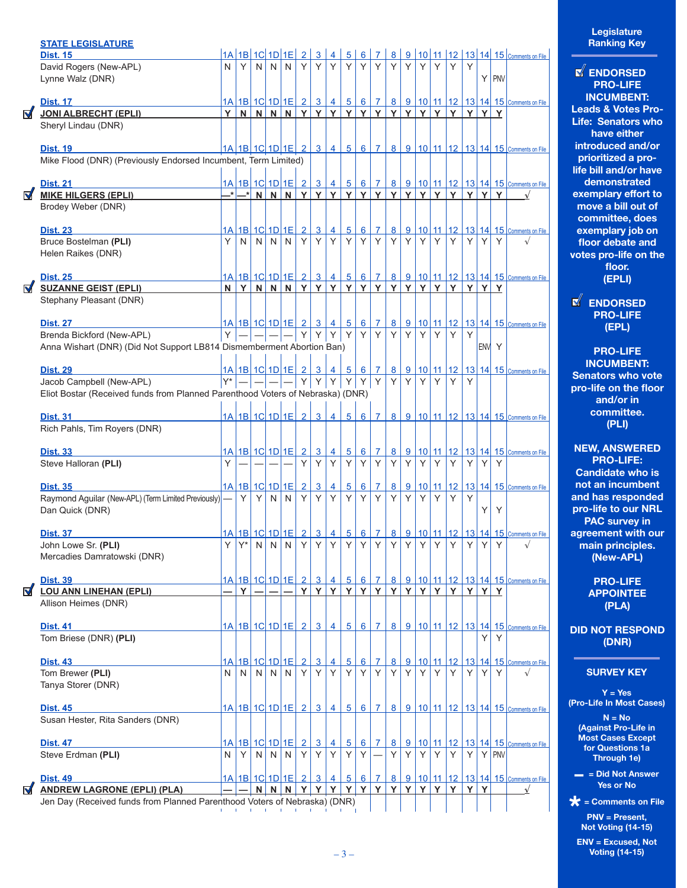## STATE LEGISLATURE

| | Candidate | 1A | 1B | 1C | 1D | 1E | 2 | 3 | 4 | 5 | 6 | 7 | 8 | 9 | 10 | 11 | 12 | 13 | 14 | 15 | Comments on File |
|---|---|---|---|---|---|---|---|---|---|---|---|---|---|---|---|---|---|---|---|---|---|
| | **Dist. 15** | | | | | | | | | | | | | | | | | | | | |
| | David Rogers (New-APL) | N | Y | N | N | N | Y | Y | Y | Y | Y | Y | Y | Y | Y | Y | Y | Y | | | |
| | Lynne Walz (DNR) | | | | | | | | | | | | | | | | | | Y | PNV | |
| | **Dist. 17** | | | | | | | | | | | | | | | | | | | | |
| ☑ | **JONI ALBRECHT (EPLI)** | **Y** | **N** | **N** | **N** | **N** | **Y** | **Y** | **Y** | **Y** | **Y** | **Y** | **Y** | **Y** | **Y** | **Y** | **Y** | **Y** | **Y** | **Y** | |
| | Sheryl Lindau (DNR) | | | | | | | | | | | | | | | | | | | | |
| | **Dist. 19** | | | | | | | | | | | | | | | | | | | | |
| | Mike Flood (DNR) (Previously Endorsed Incumbent, Term Limited) | | | | | | | | | | | | | | | | | | | | |
| | **Dist. 21** | | | | | | | | | | | | | | | | | | | | |
| ☑ | **MIKE HILGERS (EPLI)** | **—*** | **—*** | **N** | **N** | **N** | **Y** | **Y** | **Y** | **Y** | **Y** | **Y** | **Y** | **Y** | **Y** | **Y** | **Y** | **Y** | **Y** | **Y** | √ |
| | Brodey Weber (DNR) | | | | | | | | | | | | | | | | | | | | |
| | **Dist. 23** | | | | | | | | | | | | | | | | | | | | |
| | Bruce Bostelman **(PLI)** | Y | N | N | N | N | Y | Y | Y | Y | Y | Y | Y | Y | Y | Y | Y | Y | Y | Y | √ |
| | Helen Raikes (DNR) | | | | | | | | | | | | | | | | | | | | |
| | **Dist. 25** | | | | | | | | | | | | | | | | | | | | |
| ☑ | **SUZANNE GEIST (EPLI)** | **N** | **Y** | **N** | **N** | **N** | **Y** | **Y** | **Y** | **Y** | **Y** | **Y** | **Y** | **Y** | **Y** | **Y** | **Y** | **Y** | **Y** | **Y** | |
| | Stephany Pleasant (DNR) | | | | | | | | | | | | | | | | | | | | |
| | **Dist. 27** | | | | | | | | | | | | | | | | | | | | |
| | Brenda Bickford (New-APL) | Y | — | — | — | — | Y | Y | Y | Y | Y | Y | Y | Y | Y | Y | Y | Y | | | |
| | Anna Wishart (DNR) (Did Not Support LB814 Dismemberment Abortion Ban) | | | | | | | | | | | | | | | | | | ENV | Y | |
| | **Dist. 29** | | | | | | | | | | | | | | | | | | | | |
| | Jacob Campbell (New-APL) | Y* | — | — | — | — | Y | Y | Y | Y | Y | Y | Y | Y | Y | Y | Y | Y | | | |
| | Eliot Bostar (Received funds from Planned Parenthood Voters of Nebraska) (DNR) | | | | | | | | | | | | | | | | | | | | |
| | **Dist. 31** | | | | | | | | | | | | | | | | | | | | |
| | Rich Pahls, Tim Royers (DNR) | | | | | | | | | | | | | | | | | | | | |
| | **Dist. 33** | | | | | | | | | | | | | | | | | | | | |
| | Steve Halloran **(PLI)** | Y | — | — | — | — | Y | Y | Y | Y | Y | Y | Y | Y | Y | Y | Y | Y | Y | Y | |
| | **Dist. 35** | | | | | | | | | | | | | | | | | | | | |
| | Raymond Aguilar (New-APL) (Term Limited Previously) | — | Y | Y | N | N | Y | Y | Y | Y | Y | Y | Y | Y | Y | Y | Y | Y | | | |
| | Dan Quick (DNR) | | | | | | | | | | | | | | | | | | Y | Y | |
| | **Dist. 37** | | | | | | | | | | | | | | | | | | | | |
| | John Lowe Sr. **(PLI)** | Y | Y* | N | N | N | Y | Y | Y | Y | Y | Y | Y | Y | Y | Y | Y | Y | Y | Y | √ |
| | Mercadies Damratowski (DNR) | | | | | | | | | | | | | | | | | | | | |
| | **Dist. 39** | | | | | | | | | | | | | | | | | | | | |
| ☑ | **LOU ANN LINEHAN (EPLI)** | **—** | **Y** | **—** | **—** | **—** | **Y** | **Y** | **Y** | **Y** | **Y** | **Y** | **Y** | **Y** | **Y** | **Y** | **Y** | **Y** | **Y** | **Y** | |
| | Allison Heimes (DNR) | | | | | | | | | | | | | | | | | | | | |
| | **Dist. 41** | | | | | | | | | | | | | | | | | | | | |
| | Tom Briese (DNR) **(PLI)** | | | | | | | | | | | | | | | | | | Y | Y | |
| | **Dist. 43** | | | | | | | | | | | | | | | | | | | | |
| | Tom Brewer **(PLI)** | N | N | N | N | N | Y | Y | Y | Y | Y | Y | Y | Y | Y | Y | Y | Y | Y | Y | √ |
| | Tanya Storer (DNR) | | | | | | | | | | | | | | | | | | | | |
| | **Dist. 45** | | | | | | | | | | | | | | | | | | | | |
| | Susan Hester, Rita Sanders (DNR) | | | | | | | | | | | | | | | | | | | | |
| | **Dist. 47** | | | | | | | | | | | | | | | | | | | | |
| | Steve Erdman **(PLI)** | N | Y | N | N | N | Y | Y | Y | Y | Y | — | Y | Y | Y | Y | Y | Y | Y | PNV | |
| | **Dist. 49** | | | | | | | | | | | | | | | | | | | | |
| ☑ | **ANDREW LAGRONE (EPLI) (PLA)** | **—** | **—** | **N** | **N** | **N** | **Y** | **Y** | **Y** | **Y** | **Y** | **Y** | **Y** | **Y** | **Y** | **Y** | **Y** | **Y** | **Y** | | √ |
| | Jen Day (Received funds from Planned Parenthood Voters of Nebraska) (DNR) | | | | | | | | | | | | | | | | | | | | |

### Legislature Ranking Key

☑ **ENDORSED PRO-LIFE INCUMBENT:** Leads & Votes Pro-Life: Senators who have either introduced and/or prioritized a pro-life bill and/or have demonstrated exemplary effort to move a bill out of committee, does exemplary job on floor debate and votes pro-life on the floor. **(EPLI)**

☑ **ENDORSED PRO-LIFE (EPL)**

**PRO-LIFE INCUMBENT:** Senators who vote pro-life on the floor and/or in committee. **(PLI)**

**NEW, ANSWERED PRO-LIFE:** Candidate who is not an incumbent and has responded pro-life to our NRL PAC survey in agreement with our main principles. **(New-APL)**

**PRO-LIFE APPOINTEE (PLA)**

**DID NOT RESPOND (DNR)**

### SURVEY KEY

Y = Yes (Pro-Life In Most Cases)

N = No (Against Pro-Life in Most Cases Except for Questions 1a Through 1e)

— = Did Not Answer Yes or No

\* = Comments on File

PNV = Present, Not Voting (14-15)

ENV = Excused, Not Voting (14-15)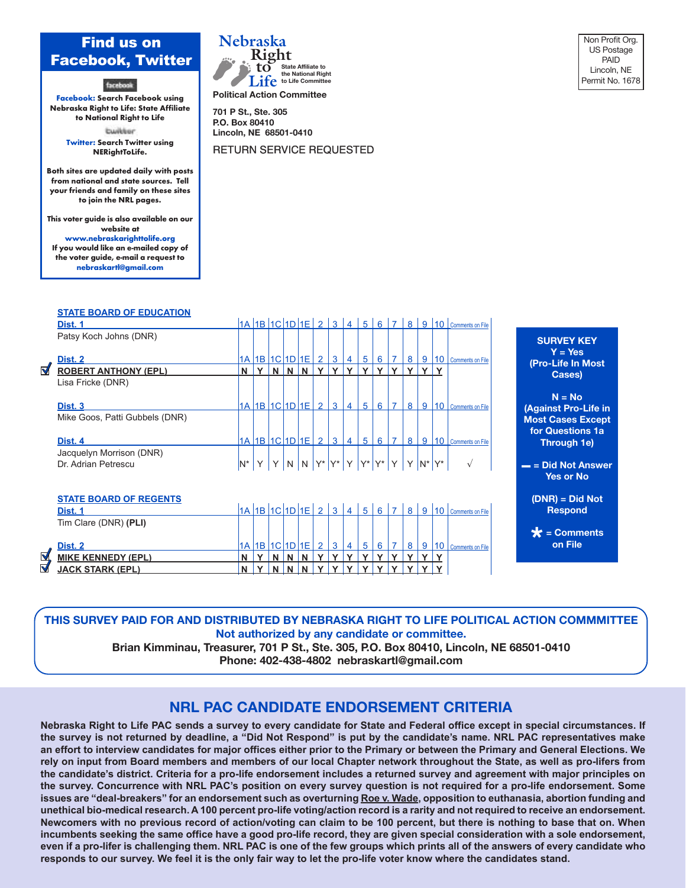## Find us on Facebook, Twitter

**Facebook:** Search Facebook using Nebraska Right to Life: State Affiliate to National Right to Life

**Twitter:** Search Twitter using NERightToLife.

Both sites are updated daily with posts from national and state sources. Tell your friends and family on these sites to join the NRL pages.

This voter guide is also available on our website at **www.nebraskarighttolife.org**
If you would like an e-mailed copy of the voter guide, e-mail a request to **nebraskartl@gmail.com**

**Nebraska Right to Life**
State Affiliate to the National Right to Life Committee
**Political Action Committee**

**701 P St., Ste. 305**
**P.O. Box 80410**
**Lincoln, NE 68501-0410**

RETURN SERVICE REQUESTED

Non Profit Org.
US Postage
PAID
Lincoln, NE
Permit No. 1678

### STATE BOARD OF EDUCATION

| | 1A | 1B | 1C | 1D | 1E | 2 | 3 | 4 | 5 | 6 | 7 | 8 | 9 | 10 | Comments on File |
|---|---|---|---|---|---|---|---|---|---|---|---|---|---|---|---|
| **Dist. 1** | | | | | | | | | | | | | | | |
| Patsy Koch Johns (DNR) | | | | | | | | | | | | | | | |
| **Dist. 2** | | | | | | | | | | | | | | | |
| ☑ **ROBERT ANTHONY (EPL)** | N | Y | N | N | N | Y | Y | Y | Y | Y | Y | Y | Y | Y | |
| Lisa Fricke (DNR) | | | | | | | | | | | | | | | |
| **Dist. 3** | | | | | | | | | | | | | | | |
| Mike Goos, Patti Gubbels (DNR) | | | | | | | | | | | | | | | |
| **Dist. 4** | | | | | | | | | | | | | | | |
| Jacquelyn Morrison (DNR) | | | | | | | | | | | | | | | |
| Dr. Adrian Petrescu | N* | Y | Y | N | N | Y* | Y* | Y | Y* | Y* | Y | Y | N* | Y* | √ |

### STATE BOARD OF REGENTS

| | 1A | 1B | 1C | 1D | 1E | 2 | 3 | 4 | 5 | 6 | 7 | 8 | 9 | 10 | Comments on File |
|---|---|---|---|---|---|---|---|---|---|---|---|---|---|---|---|
| **Dist. 1** | | | | | | | | | | | | | | | |
| Tim Clare (DNR) **(PLI)** | | | | | | | | | | | | | | | |
| **Dist. 2** | | | | | | | | | | | | | | | |
| ☑ **MIKE KENNEDY (EPL)** | N | Y | N | N | N | Y | Y | Y | Y | Y | Y | Y | Y | Y | |
| ☑ **JACK STARK (EPL)** | N | Y | N | N | N | Y | Y | Y | Y | Y | Y | Y | Y | Y | |

**SURVEY KEY**
**Y = Yes (Pro-Life In Most Cases)**
**N = No (Against Pro-Life in Most Cases Except for Questions 1a Through 1e)**
**— = Did Not Answer Yes or No**
**(DNR) = Did Not Respond**
**\* = Comments on File**

**THIS SURVEY PAID FOR AND DISTRIBUTED BY NEBRASKA RIGHT TO LIFE POLITICAL ACTION COMMMITTEE**
**Not authorized by any candidate or committee.**
**Brian Kimminau, Treasurer, 701 P St., Ste. 305, P.O. Box 80410, Lincoln, NE 68501-0410**
**Phone: 402-438-4802 nebraskartl@gmail.com**

## NRL PAC CANDIDATE ENDORSEMENT CRITERIA

**Nebraska Right to Life PAC sends a survey to every candidate for State and Federal office except in special circumstances. If the survey is not returned by deadline, a "Did Not Respond" is put by the candidate's name. NRL PAC representatives make an effort to interview candidates for major offices either prior to the Primary or between the Primary and General Elections. We rely on input from Board members and members of our local Chapter network throughout the State, as well as pro-lifers from the candidate's district. Criteria for a pro-life endorsement includes a returned survey and agreement with major principles on the survey. Concurrence with NRL PAC's position on every survey question is not required for a pro-life endorsement. Some issues are "deal-breakers" for an endorsement such as overturning Roe v. Wade, opposition to euthanasia, abortion funding and unethical bio-medical research. A 100 percent pro-life voting/action record is a rarity and not required to receive an endorsement. Newcomers with no previous record of action/voting can claim to be 100 percent, but there is nothing to base that on. When incumbents seeking the same office have a good pro-life record, they are given special consideration with a sole endorsement, even if a pro-lifer is challenging them. NRL PAC is one of the few groups which prints all of the answers of every candidate who responds to our survey. We feel it is the only fair way to let the pro-life voter know where the candidates stand.**